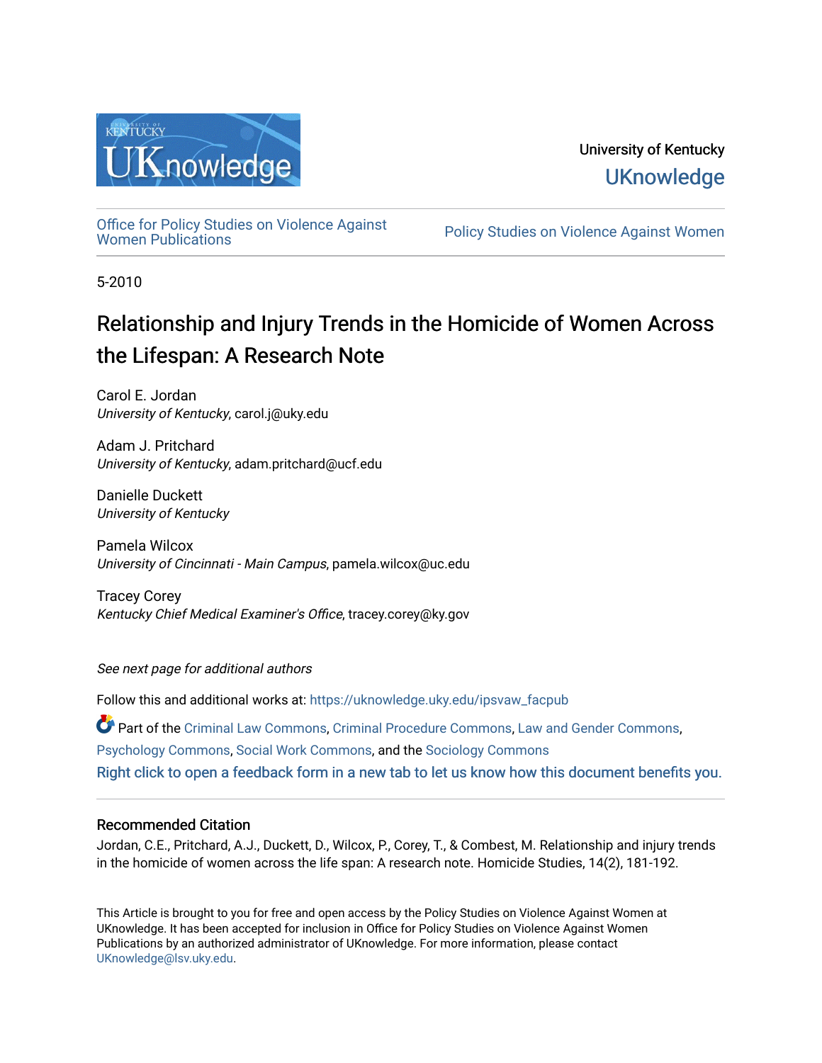University of Kentucky

UKnowledge

Office for Policy Studies on Violence Against Women Publications

Policy Studies on Violence Against Women

5-2010

# Relationship and Injury Trends in the Homicide of Women Across the Lifespan: A Research Note

Carol E. Jordan
*University of Kentucky*, carol.j@uky.edu

Adam J. Pritchard
*University of Kentucky*, adam.pritchard@ucf.edu

Danielle Duckett
*University of Kentucky*

Pamela Wilcox
*University of Cincinnati - Main Campus*, pamela.wilcox@uc.edu

Tracey Corey
*Kentucky Chief Medical Examiner's Office*, tracey.corey@ky.gov

*See next page for additional authors*

Follow this and additional works at: https://uknowledge.uky.edu/ipsvaw_facpub

Part of the Criminal Law Commons, Criminal Procedure Commons, Law and Gender Commons, Psychology Commons, Social Work Commons, and the Sociology Commons

Right click to open a feedback form in a new tab to let us know how this document benefits you.

## Recommended Citation

Jordan, C.E., Pritchard, A.J., Duckett, D., Wilcox, P., Corey, T., & Combest, M. Relationship and injury trends in the homicide of women across the life span: A research note. Homicide Studies, 14(2), 181-192.

This Article is brought to you for free and open access by the Policy Studies on Violence Against Women at UKnowledge. It has been accepted for inclusion in Office for Policy Studies on Violence Against Women Publications by an authorized administrator of UKnowledge. For more information, please contact UKnowledge@lsv.uky.edu.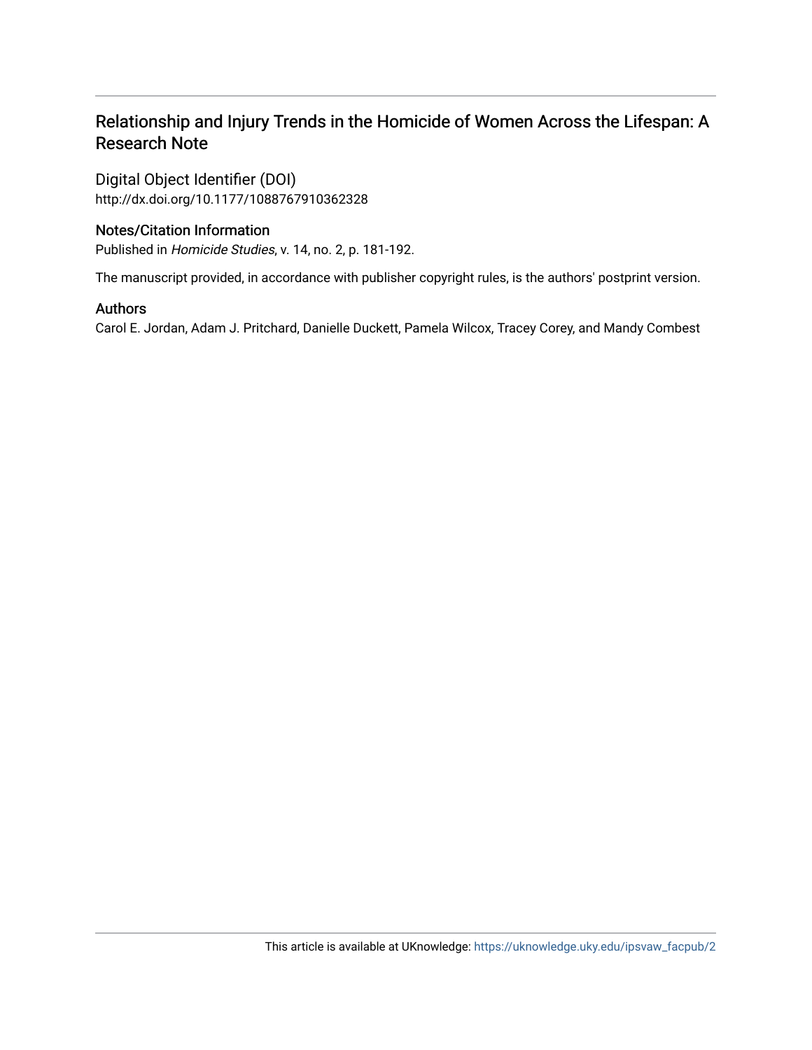# Relationship and Injury Trends in the Homicide of Women Across the Lifespan: A Research Note

## Digital Object Identifier (DOI)

http://dx.doi.org/10.1177/1088767910362328

## Notes/Citation Information

Published in *Homicide Studies*, v. 14, no. 2, p. 181-192.

The manuscript provided, in accordance with publisher copyright rules, is the authors' postprint version.

## Authors

Carol E. Jordan, Adam J. Pritchard, Danielle Duckett, Pamela Wilcox, Tracey Corey, and Mandy Combest

This article is available at UKnowledge: https://uknowledge.uky.edu/ipsvaw_facpub/2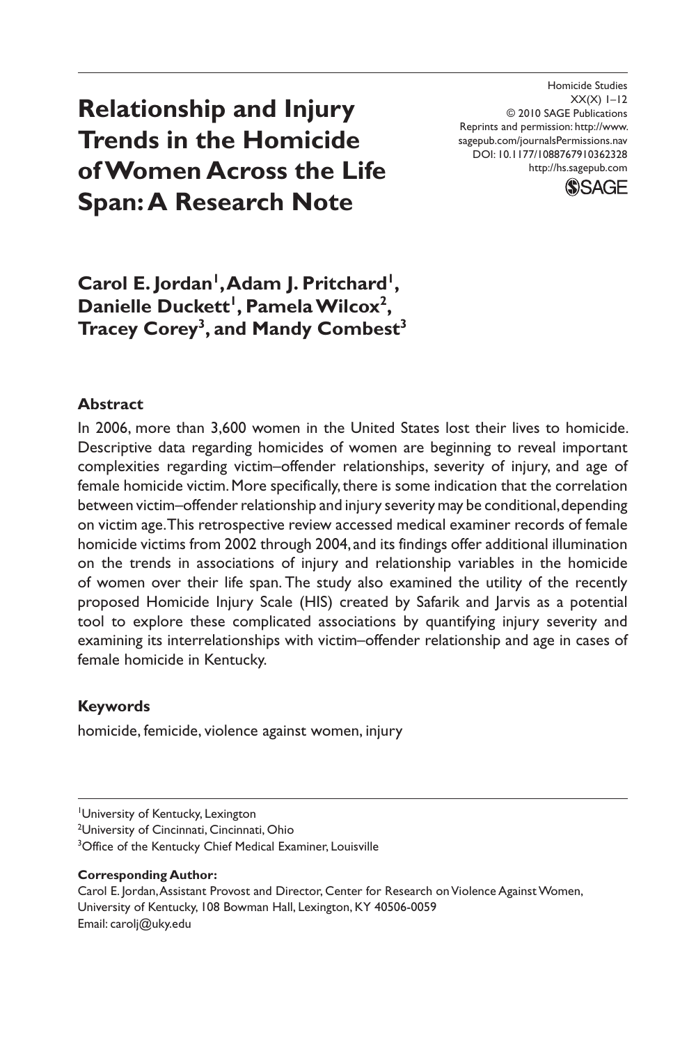# Relationship and Injury Trends in the Homicide of Women Across the Life Span: A Research Note

Homicide Studies
XX(X) 1–12
© 2010 SAGE Publications
Reprints and permission: http://www.sagepub.com/journalsPermissions.nav
DOI: 10.1177/1088767910362328
http://hs.sagepub.com

**Carol E. Jordan[1], Adam J. Pritchard[1], Danielle Duckett[1], Pamela Wilcox[2], Tracey Corey[3], and Mandy Combest[3]**

## Abstract

In 2006, more than 3,600 women in the United States lost their lives to homicide. Descriptive data regarding homicides of women are beginning to reveal important complexities regarding victim–offender relationships, severity of injury, and age of female homicide victim. More specifically, there is some indication that the correlation between victim–offender relationship and injury severity may be conditional, depending on victim age. This retrospective review accessed medical examiner records of female homicide victims from 2002 through 2004, and its findings offer additional illumination on the trends in associations of injury and relationship variables in the homicide of women over their life span. The study also examined the utility of the recently proposed Homicide Injury Scale (HIS) created by Safarik and Jarvis as a potential tool to explore these complicated associations by quantifying injury severity and examining its interrelationships with victim–offender relationship and age in cases of female homicide in Kentucky.

## Keywords

homicide, femicide, violence against women, injury

[1]University of Kentucky, Lexington
[2]University of Cincinnati, Cincinnati, Ohio
[3]Office of the Kentucky Chief Medical Examiner, Louisville

**Corresponding Author:**
Carol E. Jordan, Assistant Provost and Director, Center for Research on Violence Against Women, University of Kentucky, 108 Bowman Hall, Lexington, KY 40506-0059
Email: carolj@uky.edu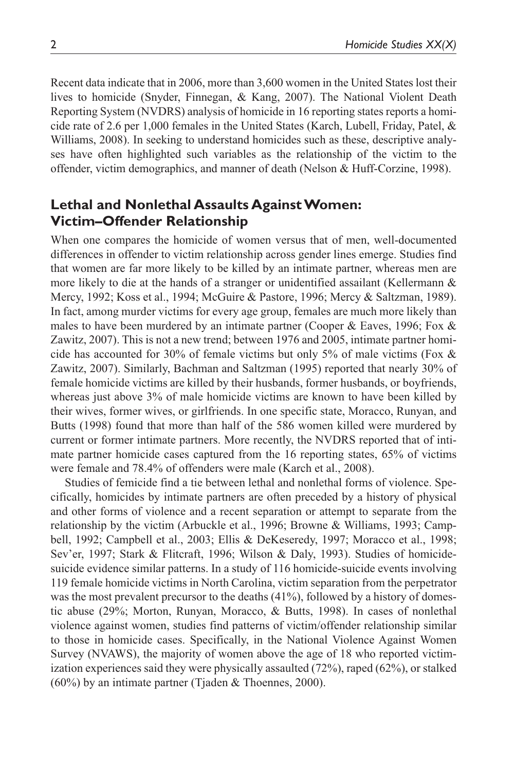Recent data indicate that in 2006, more than 3,600 women in the United States lost their lives to homicide (Snyder, Finnegan, & Kang, 2007). The National Violent Death Reporting System (NVDRS) analysis of homicide in 16 reporting states reports a homicide rate of 2.6 per 1,000 females in the United States (Karch, Lubell, Friday, Patel, & Williams, 2008). In seeking to understand homicides such as these, descriptive analyses have often highlighted such variables as the relationship of the victim to the offender, victim demographics, and manner of death (Nelson & Huff-Corzine, 1998).

## Lethal and Nonlethal Assaults Against Women: Victim–Offender Relationship

When one compares the homicide of women versus that of men, well-documented differences in offender to victim relationship across gender lines emerge. Studies find that women are far more likely to be killed by an intimate partner, whereas men are more likely to die at the hands of a stranger or unidentified assailant (Kellermann & Mercy, 1992; Koss et al., 1994; McGuire & Pastore, 1996; Mercy & Saltzman, 1989). In fact, among murder victims for every age group, females are much more likely than males to have been murdered by an intimate partner (Cooper & Eaves, 1996; Fox & Zawitz, 2007). This is not a new trend; between 1976 and 2005, intimate partner homicide has accounted for 30% of female victims but only 5% of male victims (Fox & Zawitz, 2007). Similarly, Bachman and Saltzman (1995) reported that nearly 30% of female homicide victims are killed by their husbands, former husbands, or boyfriends, whereas just above 3% of male homicide victims are known to have been killed by their wives, former wives, or girlfriends. In one specific state, Moracco, Runyan, and Butts (1998) found that more than half of the 586 women killed were murdered by current or former intimate partners. More recently, the NVDRS reported that of intimate partner homicide cases captured from the 16 reporting states, 65% of victims were female and 78.4% of offenders were male (Karch et al., 2008).

Studies of femicide find a tie between lethal and nonlethal forms of violence. Specifically, homicides by intimate partners are often preceded by a history of physical and other forms of violence and a recent separation or attempt to separate from the relationship by the victim (Arbuckle et al., 1996; Browne & Williams, 1993; Campbell, 1992; Campbell et al., 2003; Ellis & DeKeseredy, 1997; Moracco et al., 1998; Sev'er, 1997; Stark & Flitcraft, 1996; Wilson & Daly, 1993). Studies of homicide-suicide evidence similar patterns. In a study of 116 homicide-suicide events involving 119 female homicide victims in North Carolina, victim separation from the perpetrator was the most prevalent precursor to the deaths (41%), followed by a history of domestic abuse (29%; Morton, Runyan, Moracco, & Butts, 1998). In cases of nonlethal violence against women, studies find patterns of victim/offender relationship similar to those in homicide cases. Specifically, in the National Violence Against Women Survey (NVAWS), the majority of women above the age of 18 who reported victimization experiences said they were physically assaulted (72%), raped (62%), or stalked (60%) by an intimate partner (Tjaden & Thoennes, 2000).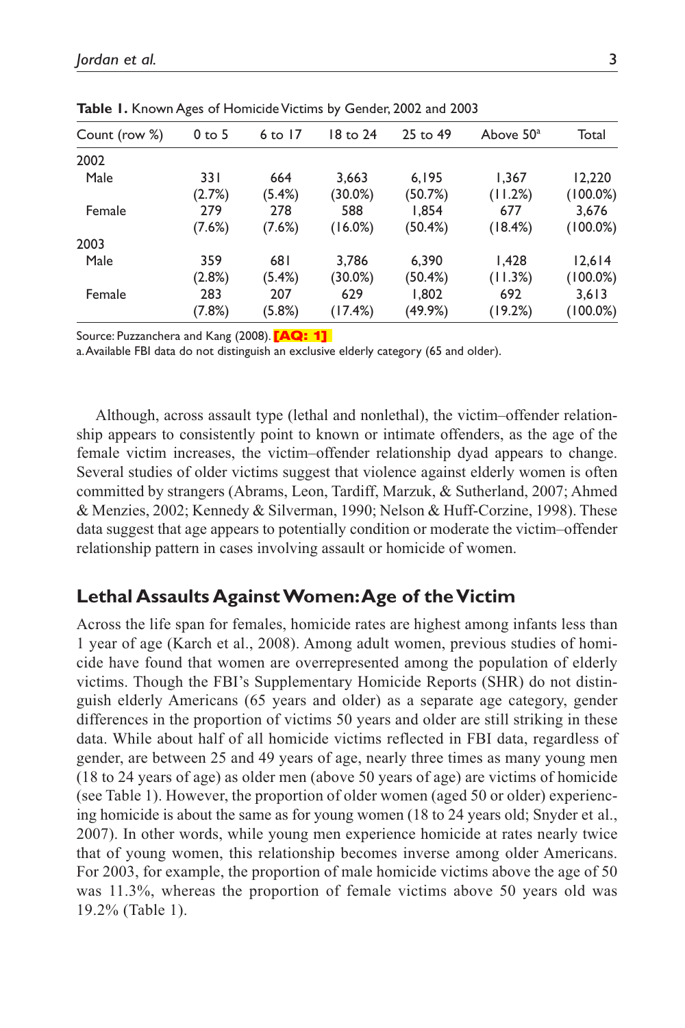**Table 1.** Known Ages of Homicide Victims by Gender, 2002 and 2003

| Count (row %) | 0 to 5 | 6 to 17 | 18 to 24 | 25 to 49 | Above 50[a] | Total |
|---|---|---|---|---|---|---|
| 2002 | | | | | | |
| Male | 331 (2.7%) | 664 (5.4%) | 3,663 (30.0%) | 6,195 (50.7%) | 1,367 (11.2%) | 12,220 (100.0%) |
| Female | 279 (7.6%) | 278 (7.6%) | 588 (16.0%) | 1,854 (50.4%) | 677 (18.4%) | 3,676 (100.0%) |
| 2003 | | | | | | |
| Male | 359 (2.8%) | 681 (5.4%) | 3,786 (30.0%) | 6,390 (50.4%) | 1,428 (11.3%) | 12,614 (100.0%) |
| Female | 283 (7.8%) | 207 (5.8%) | 629 (17.4%) | 1,802 (49.9%) | 692 (19.2%) | 3,613 (100.0%) |

Source: Puzzanchera and Kang (2008). [AQ: 1]

a. Available FBI data do not distinguish an exclusive elderly category (65 and older).

Although, across assault type (lethal and nonlethal), the victim–offender relationship appears to consistently point to known or intimate offenders, as the age of the female victim increases, the victim–offender relationship dyad appears to change. Several studies of older victims suggest that violence against elderly women is often committed by strangers (Abrams, Leon, Tardiff, Marzuk, & Sutherland, 2007; Ahmed & Menzies, 2002; Kennedy & Silverman, 1990; Nelson & Huff-Corzine, 1998). These data suggest that age appears to potentially condition or moderate the victim–offender relationship pattern in cases involving assault or homicide of women.

## Lethal Assaults Against Women: Age of the Victim

Across the life span for females, homicide rates are highest among infants less than 1 year of age (Karch et al., 2008). Among adult women, previous studies of homicide have found that women are overrepresented among the population of elderly victims. Though the FBI's Supplementary Homicide Reports (SHR) do not distinguish elderly Americans (65 years and older) as a separate age category, gender differences in the proportion of victims 50 years and older are still striking in these data. While about half of all homicide victims reflected in FBI data, regardless of gender, are between 25 and 49 years of age, nearly three times as many young men (18 to 24 years of age) as older men (above 50 years of age) are victims of homicide (see Table 1). However, the proportion of older women (aged 50 or older) experiencing homicide is about the same as for young women (18 to 24 years old; Snyder et al., 2007). In other words, while young men experience homicide at rates nearly twice that of young women, this relationship becomes inverse among older Americans. For 2003, for example, the proportion of male homicide victims above the age of 50 was 11.3%, whereas the proportion of female victims above 50 years old was 19.2% (Table 1).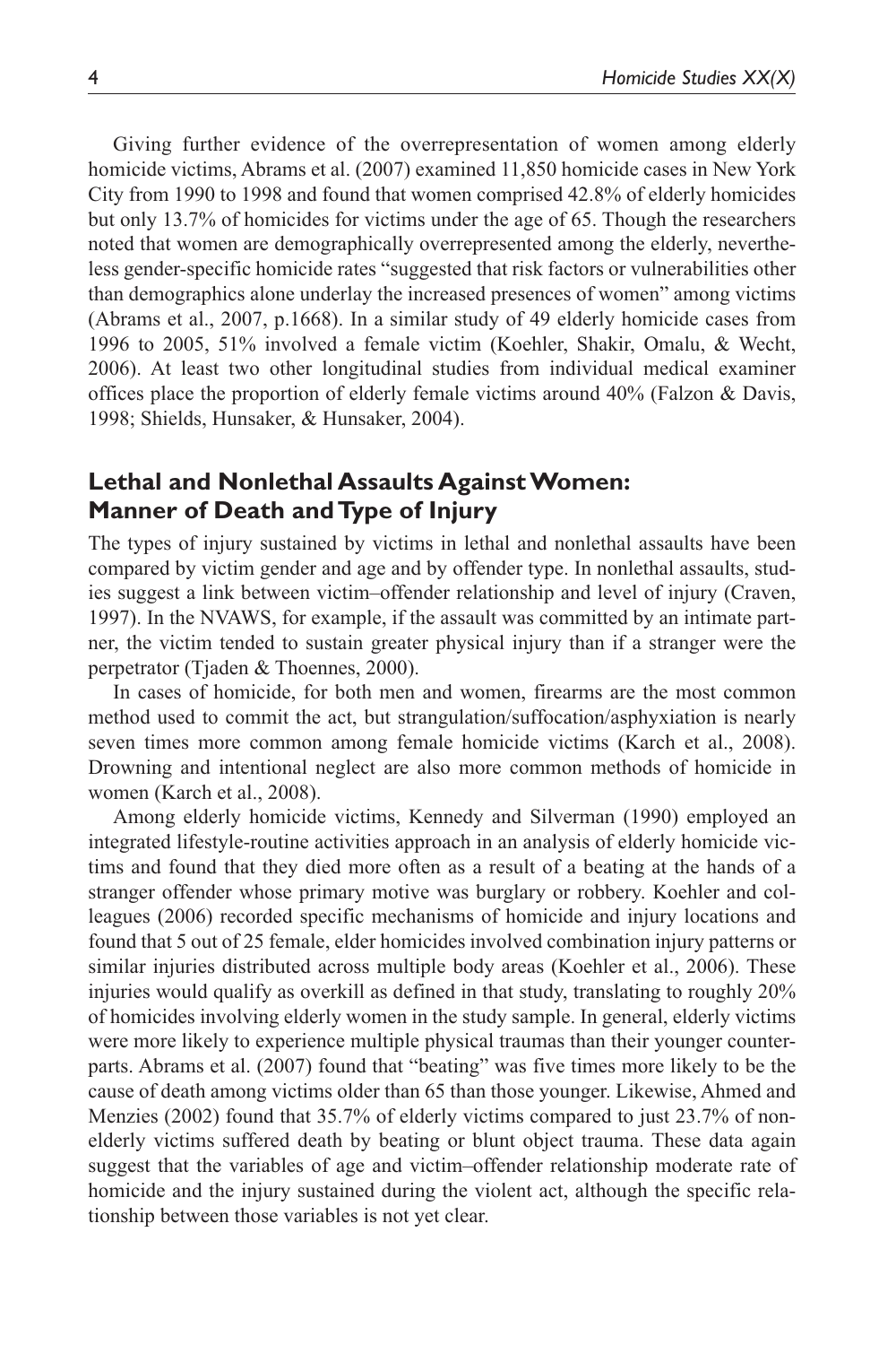Giving further evidence of the overrepresentation of women among elderly homicide victims, Abrams et al. (2007) examined 11,850 homicide cases in New York City from 1990 to 1998 and found that women comprised 42.8% of elderly homicides but only 13.7% of homicides for victims under the age of 65. Though the researchers noted that women are demographically overrepresented among the elderly, nevertheless gender-specific homicide rates "suggested that risk factors or vulnerabilities other than demographics alone underlay the increased presences of women" among victims (Abrams et al., 2007, p.1668). In a similar study of 49 elderly homicide cases from 1996 to 2005, 51% involved a female victim (Koehler, Shakir, Omalu, & Wecht, 2006). At least two other longitudinal studies from individual medical examiner offices place the proportion of elderly female victims around 40% (Falzon & Davis, 1998; Shields, Hunsaker, & Hunsaker, 2004).

## Lethal and Nonlethal Assaults Against Women: Manner of Death and Type of Injury

The types of injury sustained by victims in lethal and nonlethal assaults have been compared by victim gender and age and by offender type. In nonlethal assaults, studies suggest a link between victim–offender relationship and level of injury (Craven, 1997). In the NVAWS, for example, if the assault was committed by an intimate partner, the victim tended to sustain greater physical injury than if a stranger were the perpetrator (Tjaden & Thoennes, 2000).

In cases of homicide, for both men and women, firearms are the most common method used to commit the act, but strangulation/suffocation/asphyxiation is nearly seven times more common among female homicide victims (Karch et al., 2008). Drowning and intentional neglect are also more common methods of homicide in women (Karch et al., 2008).

Among elderly homicide victims, Kennedy and Silverman (1990) employed an integrated lifestyle-routine activities approach in an analysis of elderly homicide victims and found that they died more often as a result of a beating at the hands of a stranger offender whose primary motive was burglary or robbery. Koehler and colleagues (2006) recorded specific mechanisms of homicide and injury locations and found that 5 out of 25 female, elder homicides involved combination injury patterns or similar injuries distributed across multiple body areas (Koehler et al., 2006). These injuries would qualify as overkill as defined in that study, translating to roughly 20% of homicides involving elderly women in the study sample. In general, elderly victims were more likely to experience multiple physical traumas than their younger counterparts. Abrams et al. (2007) found that "beating" was five times more likely to be the cause of death among victims older than 65 than those younger. Likewise, Ahmed and Menzies (2002) found that 35.7% of elderly victims compared to just 23.7% of nonelderly victims suffered death by beating or blunt object trauma. These data again suggest that the variables of age and victim–offender relationship moderate rate of homicide and the injury sustained during the violent act, although the specific relationship between those variables is not yet clear.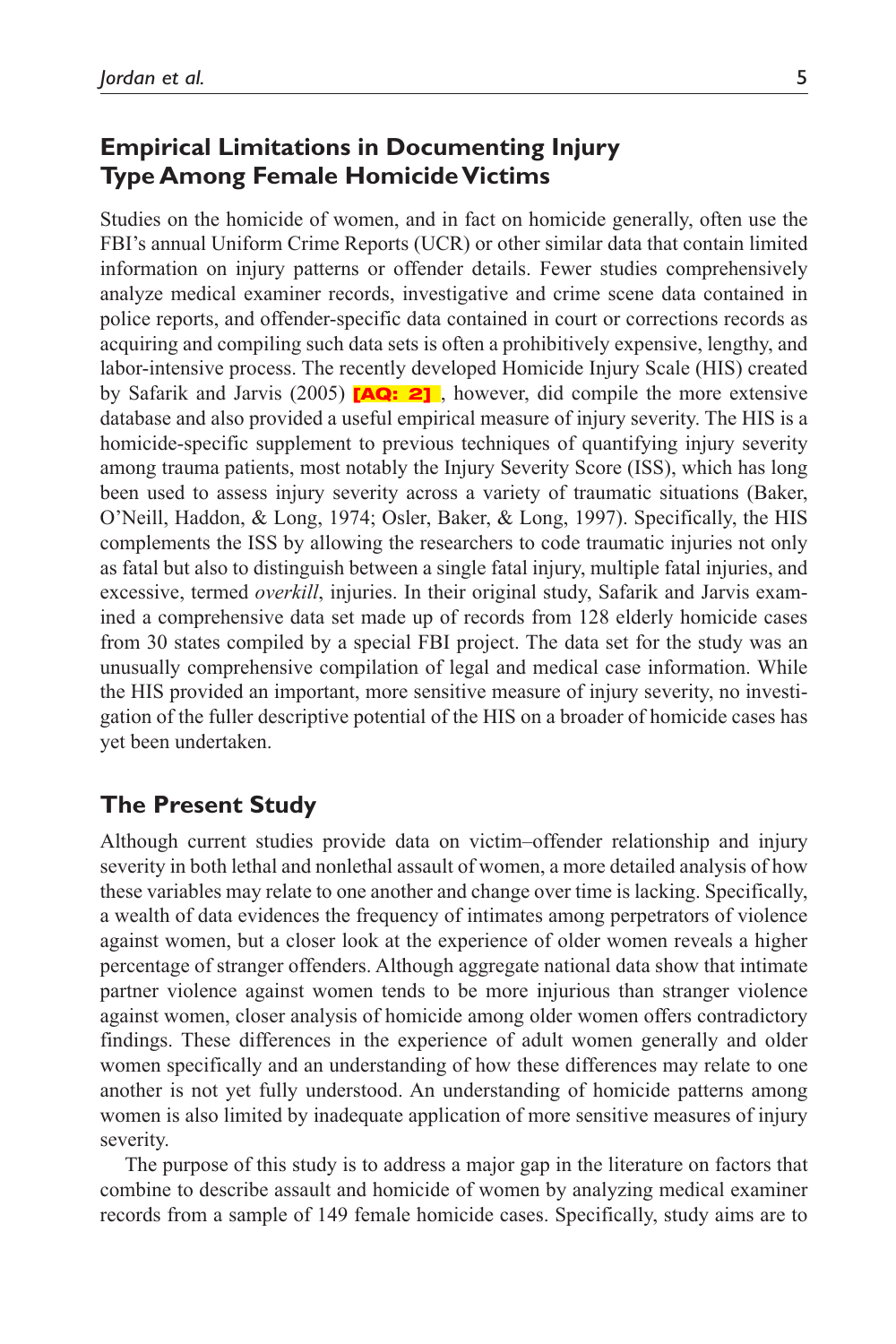## Empirical Limitations in Documenting Injury Type Among Female Homicide Victims

Studies on the homicide of women, and in fact on homicide generally, often use the FBI's annual Uniform Crime Reports (UCR) or other similar data that contain limited information on injury patterns or offender details. Fewer studies comprehensively analyze medical examiner records, investigative and crime scene data contained in police reports, and offender-specific data contained in court or corrections records as acquiring and compiling such data sets is often a prohibitively expensive, lengthy, and labor-intensive process. The recently developed Homicide Injury Scale (HIS) created by Safarik and Jarvis (2005) **[AQ: 2]** , however, did compile the more extensive database and also provided a useful empirical measure of injury severity. The HIS is a homicide-specific supplement to previous techniques of quantifying injury severity among trauma patients, most notably the Injury Severity Score (ISS), which has long been used to assess injury severity across a variety of traumatic situations (Baker, O'Neill, Haddon, & Long, 1974; Osler, Baker, & Long, 1997). Specifically, the HIS complements the ISS by allowing the researchers to code traumatic injuries not only as fatal but also to distinguish between a single fatal injury, multiple fatal injuries, and excessive, termed *overkill*, injuries. In their original study, Safarik and Jarvis examined a comprehensive data set made up of records from 128 elderly homicide cases from 30 states compiled by a special FBI project. The data set for the study was an unusually comprehensive compilation of legal and medical case information. While the HIS provided an important, more sensitive measure of injury severity, no investigation of the fuller descriptive potential of the HIS on a broader of homicide cases has yet been undertaken.

## The Present Study

Although current studies provide data on victim–offender relationship and injury severity in both lethal and nonlethal assault of women, a more detailed analysis of how these variables may relate to one another and change over time is lacking. Specifically, a wealth of data evidences the frequency of intimates among perpetrators of violence against women, but a closer look at the experience of older women reveals a higher percentage of stranger offenders. Although aggregate national data show that intimate partner violence against women tends to be more injurious than stranger violence against women, closer analysis of homicide among older women offers contradictory findings. These differences in the experience of adult women generally and older women specifically and an understanding of how these differences may relate to one another is not yet fully understood. An understanding of homicide patterns among women is also limited by inadequate application of more sensitive measures of injury severity.

The purpose of this study is to address a major gap in the literature on factors that combine to describe assault and homicide of women by analyzing medical examiner records from a sample of 149 female homicide cases. Specifically, study aims are to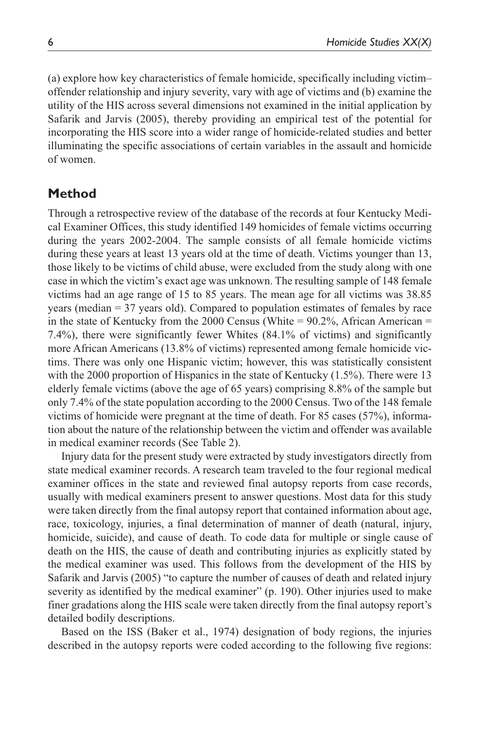(a) explore how key characteristics of female homicide, specifically including victim–offender relationship and injury severity, vary with age of victims and (b) examine the utility of the HIS across several dimensions not examined in the initial application by Safarik and Jarvis (2005), thereby providing an empirical test of the potential for incorporating the HIS score into a wider range of homicide-related studies and better illuminating the specific associations of certain variables in the assault and homicide of women.

## Method

Through a retrospective review of the database of the records at four Kentucky Medical Examiner Offices, this study identified 149 homicides of female victims occurring during the years 2002-2004. The sample consists of all female homicide victims during these years at least 13 years old at the time of death. Victims younger than 13, those likely to be victims of child abuse, were excluded from the study along with one case in which the victim's exact age was unknown. The resulting sample of 148 female victims had an age range of 15 to 85 years. The mean age for all victims was 38.85 years (median = 37 years old). Compared to population estimates of females by race in the state of Kentucky from the 2000 Census (White = 90.2%, African American = 7.4%), there were significantly fewer Whites (84.1% of victims) and significantly more African Americans (13.8% of victims) represented among female homicide victims. There was only one Hispanic victim; however, this was statistically consistent with the 2000 proportion of Hispanics in the state of Kentucky (1.5%). There were 13 elderly female victims (above the age of 65 years) comprising 8.8% of the sample but only 7.4% of the state population according to the 2000 Census. Two of the 148 female victims of homicide were pregnant at the time of death. For 85 cases (57%), information about the nature of the relationship between the victim and offender was available in medical examiner records (See Table 2).

Injury data for the present study were extracted by study investigators directly from state medical examiner records. A research team traveled to the four regional medical examiner offices in the state and reviewed final autopsy reports from case records, usually with medical examiners present to answer questions. Most data for this study were taken directly from the final autopsy report that contained information about age, race, toxicology, injuries, a final determination of manner of death (natural, injury, homicide, suicide), and cause of death. To code data for multiple or single cause of death on the HIS, the cause of death and contributing injuries as explicitly stated by the medical examiner was used. This follows from the development of the HIS by Safarik and Jarvis (2005) "to capture the number of causes of death and related injury severity as identified by the medical examiner" (p. 190). Other injuries used to make finer gradations along the HIS scale were taken directly from the final autopsy report's detailed bodily descriptions.

Based on the ISS (Baker et al., 1974) designation of body regions, the injuries described in the autopsy reports were coded according to the following five regions: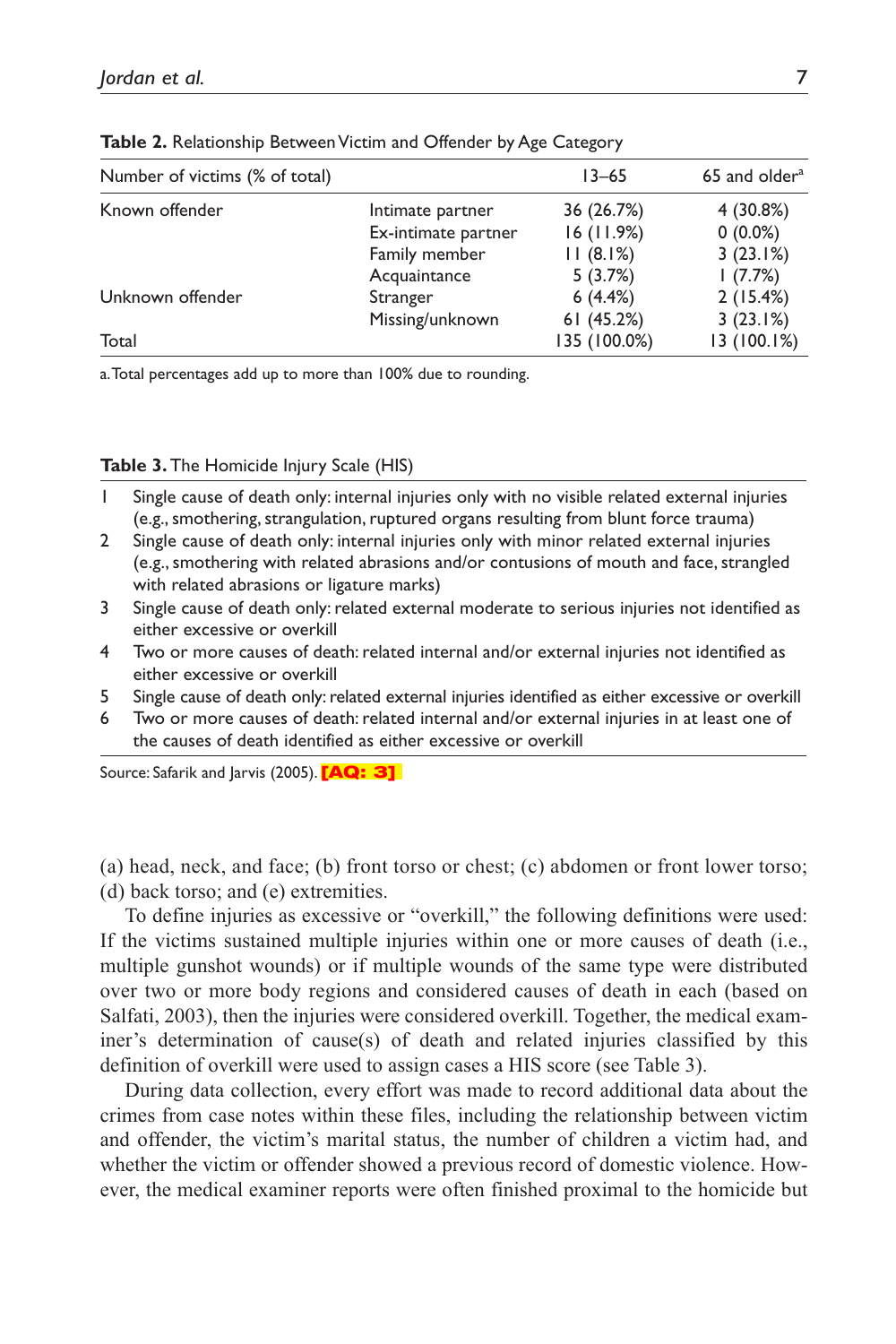**Table 2.** Relationship Between Victim and Offender by Age Category

| Number of victims (% of total) | | 13–65 | 65 and older[a] |
|---|---|---|---|
| Known offender | Intimate partner | 36 (26.7%) | 4 (30.8%) |
| | Ex-intimate partner | 16 (11.9%) | 0 (0.0%) |
| | Family member | 11 (8.1%) | 3 (23.1%) |
| | Acquaintance | 5 (3.7%) | 1 (7.7%) |
| Unknown offender | Stranger | 6 (4.4%) | 2 (15.4%) |
| | Missing/unknown | 61 (45.2%) | 3 (23.1%) |
| Total | | 135 (100.0%) | 13 (100.1%) |

a. Total percentages add up to more than 100% due to rounding.

**Table 3.** The Homicide Injury Scale (HIS)

| | |
|---|---|
| 1 | Single cause of death only: internal injuries only with no visible related external injuries (e.g., smothering, strangulation, ruptured organs resulting from blunt force trauma) |
| 2 | Single cause of death only: internal injuries only with minor related external injuries (e.g., smothering with related abrasions and/or contusions of mouth and face, strangled with related abrasions or ligature marks) |
| 3 | Single cause of death only: related external moderate to serious injuries not identified as either excessive or overkill |
| 4 | Two or more causes of death: related internal and/or external injuries not identified as either excessive or overkill |
| 5 | Single cause of death only: related external injuries identified as either excessive or overkill |
| 6 | Two or more causes of death: related internal and/or external injuries in at least one of the causes of death identified as either excessive or overkill |

Source: Safarik and Jarvis (2005). [AQ: 3]

(a) head, neck, and face; (b) front torso or chest; (c) abdomen or front lower torso; (d) back torso; and (e) extremities.

To define injuries as excessive or "overkill," the following definitions were used: If the victims sustained multiple injuries within one or more causes of death (i.e., multiple gunshot wounds) or if multiple wounds of the same type were distributed over two or more body regions and considered causes of death in each (based on Salfati, 2003), then the injuries were considered overkill. Together, the medical examiner's determination of cause(s) of death and related injuries classified by this definition of overkill were used to assign cases a HIS score (see Table 3).

During data collection, every effort was made to record additional data about the crimes from case notes within these files, including the relationship between victim and offender, the victim's marital status, the number of children a victim had, and whether the victim or offender showed a previous record of domestic violence. However, the medical examiner reports were often finished proximal to the homicide but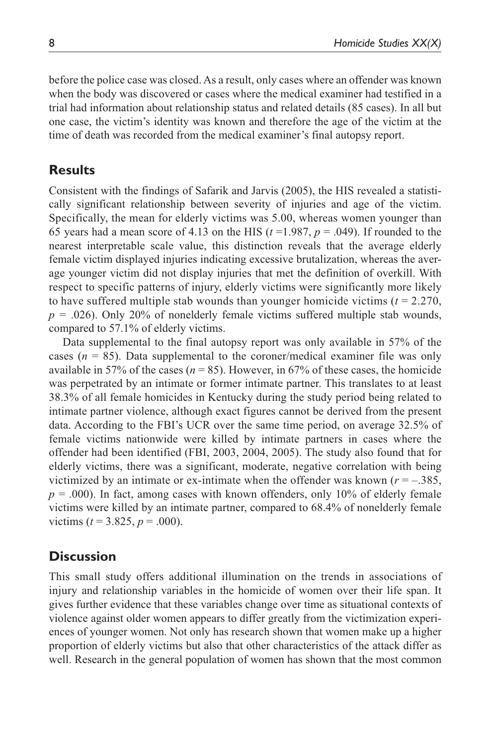before the police case was closed. As a result, only cases where an offender was known when the body was discovered or cases where the medical examiner had testified in a trial had information about relationship status and related details (85 cases). In all but one case, the victim's identity was known and therefore the age of the victim at the time of death was recorded from the medical examiner's final autopsy report.

## Results

Consistent with the findings of Safarik and Jarvis (2005), the HIS revealed a statistically significant relationship between severity of injuries and age of the victim. Specifically, the mean for elderly victims was 5.00, whereas women younger than 65 years had a mean score of 4.13 on the HIS ($t$ =1.987, $p$ = .049). If rounded to the nearest interpretable scale value, this distinction reveals that the average elderly female victim displayed injuries indicating excessive brutalization, whereas the average younger victim did not display injuries that met the definition of overkill. With respect to specific patterns of injury, elderly victims were significantly more likely to have suffered multiple stab wounds than younger homicide victims ($t$ = 2.270, $p$ = .026). Only 20% of nonelderly female victims suffered multiple stab wounds, compared to 57.1% of elderly victims.

Data supplemental to the final autopsy report was only available in 57% of the cases ($n$ = 85). Data supplemental to the coroner/medical examiner file was only available in 57% of the cases ($n$ = 85). However, in 67% of these cases, the homicide was perpetrated by an intimate or former intimate partner. This translates to at least 38.3% of all female homicides in Kentucky during the study period being related to intimate partner violence, although exact figures cannot be derived from the present data. According to the FBI's UCR over the same time period, on average 32.5% of female victims nationwide were killed by intimate partners in cases where the offender had been identified (FBI, 2003, 2004, 2005). The study also found that for elderly victims, there was a significant, moderate, negative correlation with being victimized by an intimate or ex-intimate when the offender was known ($r$ = –.385, $p$ = .000). In fact, among cases with known offenders, only 10% of elderly female victims were killed by an intimate partner, compared to 68.4% of nonelderly female victims ($t$ = 3.825, $p$ = .000).

## Discussion

This small study offers additional illumination on the trends in associations of injury and relationship variables in the homicide of women over their life span. It gives further evidence that these variables change over time as situational contexts of violence against older women appears to differ greatly from the victimization experiences of younger women. Not only has research shown that women make up a higher proportion of elderly victims but also that other characteristics of the attack differ as well. Research in the general population of women has shown that the most common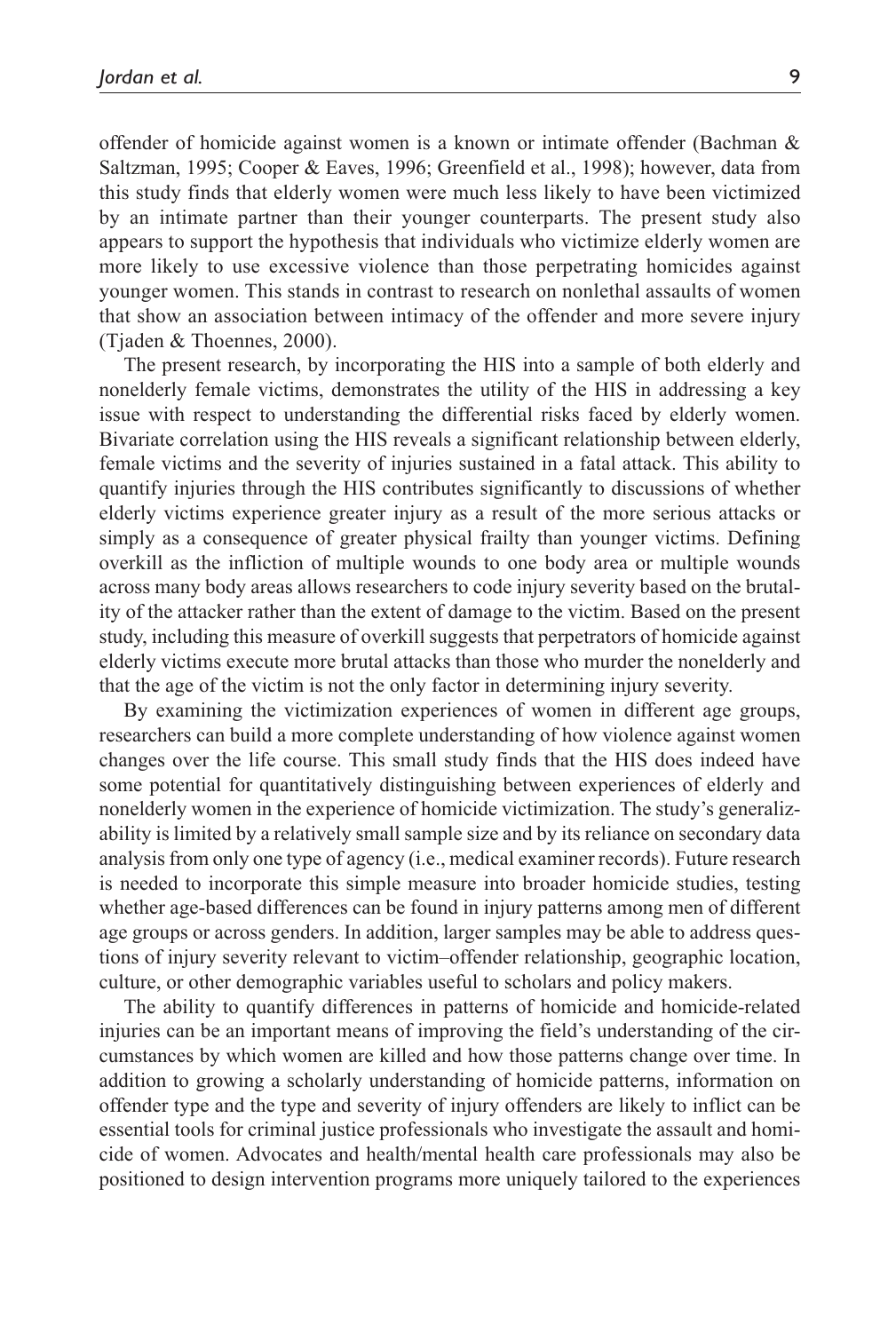offender of homicide against women is a known or intimate offender (Bachman & Saltzman, 1995; Cooper & Eaves, 1996; Greenfield et al., 1998); however, data from this study finds that elderly women were much less likely to have been victimized by an intimate partner than their younger counterparts. The present study also appears to support the hypothesis that individuals who victimize elderly women are more likely to use excessive violence than those perpetrating homicides against younger women. This stands in contrast to research on nonlethal assaults of women that show an association between intimacy of the offender and more severe injury (Tjaden & Thoennes, 2000).

The present research, by incorporating the HIS into a sample of both elderly and nonelderly female victims, demonstrates the utility of the HIS in addressing a key issue with respect to understanding the differential risks faced by elderly women. Bivariate correlation using the HIS reveals a significant relationship between elderly, female victims and the severity of injuries sustained in a fatal attack. This ability to quantify injuries through the HIS contributes significantly to discussions of whether elderly victims experience greater injury as a result of the more serious attacks or simply as a consequence of greater physical frailty than younger victims. Defining overkill as the infliction of multiple wounds to one body area or multiple wounds across many body areas allows researchers to code injury severity based on the brutality of the attacker rather than the extent of damage to the victim. Based on the present study, including this measure of overkill suggests that perpetrators of homicide against elderly victims execute more brutal attacks than those who murder the nonelderly and that the age of the victim is not the only factor in determining injury severity.

By examining the victimization experiences of women in different age groups, researchers can build a more complete understanding of how violence against women changes over the life course. This small study finds that the HIS does indeed have some potential for quantitatively distinguishing between experiences of elderly and nonelderly women in the experience of homicide victimization. The study's generalizability is limited by a relatively small sample size and by its reliance on secondary data analysis from only one type of agency (i.e., medical examiner records). Future research is needed to incorporate this simple measure into broader homicide studies, testing whether age-based differences can be found in injury patterns among men of different age groups or across genders. In addition, larger samples may be able to address questions of injury severity relevant to victim–offender relationship, geographic location, culture, or other demographic variables useful to scholars and policy makers.

The ability to quantify differences in patterns of homicide and homicide-related injuries can be an important means of improving the field's understanding of the circumstances by which women are killed and how those patterns change over time. In addition to growing a scholarly understanding of homicide patterns, information on offender type and the type and severity of injury offenders are likely to inflict can be essential tools for criminal justice professionals who investigate the assault and homicide of women. Advocates and health/mental health care professionals may also be positioned to design intervention programs more uniquely tailored to the experiences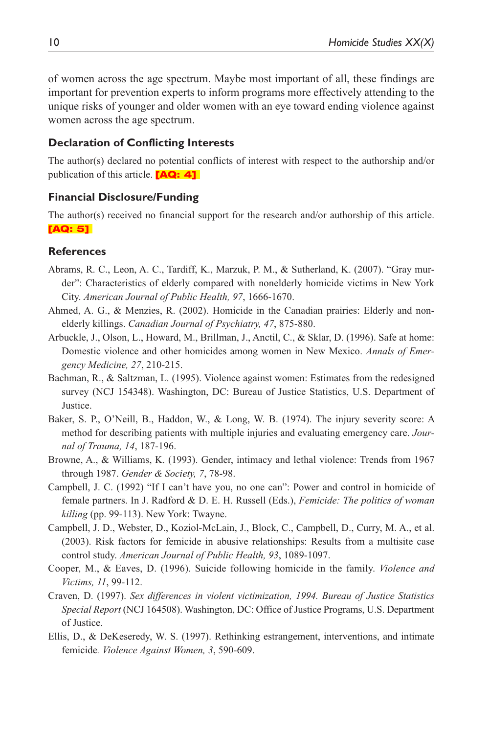of women across the age spectrum. Maybe most important of all, these findings are important for prevention experts to inform programs more effectively attending to the unique risks of younger and older women with an eye toward ending violence against women across the age spectrum.

## Declaration of Conflicting Interests

The author(s) declared no potential conflicts of interest with respect to the authorship and/or publication of this article. **[AQ: 4]**

## Financial Disclosure/Funding

The author(s) received no financial support for the research and/or authorship of this article. **[AQ: 5]**

## References

Abrams, R. C., Leon, A. C., Tardiff, K., Marzuk, P. M., & Sutherland, K. (2007). "Gray murder": Characteristics of elderly compared with nonelderly homicide victims in New York City. *American Journal of Public Health, 97*, 1666-1670.

Ahmed, A. G., & Menzies, R. (2002). Homicide in the Canadian prairies: Elderly and nonelderly killings. *Canadian Journal of Psychiatry, 47*, 875-880.

Arbuckle, J., Olson, L., Howard, M., Brillman, J., Anctil, C., & Sklar, D. (1996). Safe at home: Domestic violence and other homicides among women in New Mexico. *Annals of Emergency Medicine, 27*, 210-215.

Bachman, R., & Saltzman, L. (1995). Violence against women: Estimates from the redesigned survey (NCJ 154348). Washington, DC: Bureau of Justice Statistics, U.S. Department of Justice.

Baker, S. P., O'Neill, B., Haddon, W., & Long, W. B. (1974). The injury severity score: A method for describing patients with multiple injuries and evaluating emergency care. *Journal of Trauma, 14*, 187-196.

Browne, A., & Williams, K. (1993). Gender, intimacy and lethal violence: Trends from 1967 through 1987. *Gender & Society, 7*, 78-98.

Campbell, J. C. (1992) "If I can't have you, no one can": Power and control in homicide of female partners. In J. Radford & D. E. H. Russell (Eds.), *Femicide: The politics of woman killing* (pp. 99-113). New York: Twayne.

Campbell, J. D., Webster, D., Koziol-McLain, J., Block, C., Campbell, D., Curry, M. A., et al. (2003). Risk factors for femicide in abusive relationships: Results from a multisite case control study. *American Journal of Public Health, 93*, 1089-1097.

Cooper, M., & Eaves, D. (1996). Suicide following homicide in the family. *Violence and Victims, 11*, 99-112.

Craven, D. (1997). *Sex differences in violent victimization, 1994. Bureau of Justice Statistics Special Report* (NCJ 164508). Washington, DC: Office of Justice Programs, U.S. Department of Justice.

Ellis, D., & DeKeseredy, W. S. (1997). Rethinking estrangement, interventions, and intimate femicide*. Violence Against Women, 3*, 590-609.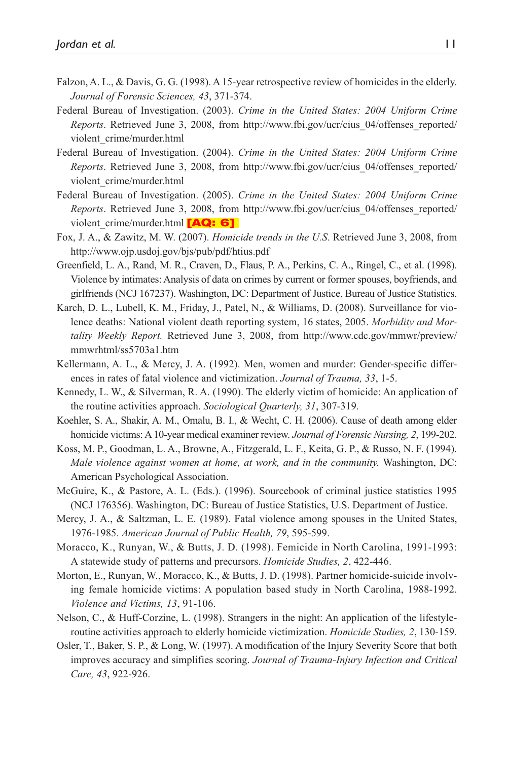Falzon, A. L., & Davis, G. G. (1998). A 15-year retrospective review of homicides in the elderly. *Journal of Forensic Sciences, 43*, 371-374.

Federal Bureau of Investigation. (2003). *Crime in the United States: 2004 Uniform Crime Reports*. Retrieved June 3, 2008, from http://www.fbi.gov/ucr/cius_04/offenses_reported/violent_crime/murder.html

Federal Bureau of Investigation. (2004). *Crime in the United States: 2004 Uniform Crime Reports*. Retrieved June 3, 2008, from http://www.fbi.gov/ucr/cius_04/offenses_reported/violent_crime/murder.html

Federal Bureau of Investigation. (2005). *Crime in the United States: 2004 Uniform Crime Reports*. Retrieved June 3, 2008, from http://www.fbi.gov/ucr/cius_04/offenses_reported/violent_crime/murder.html **[AQ: 6]**

Fox, J. A., & Zawitz, M. W. (2007). *Homicide trends in the U.S*. Retrieved June 3, 2008, from http://www.ojp.usdoj.gov/bjs/pub/pdf/htius.pdf

Greenfield, L. A., Rand, M. R., Craven, D., Flaus, P. A., Perkins, C. A., Ringel, C., et al. (1998). Violence by intimates: Analysis of data on crimes by current or former spouses, boyfriends, and girlfriends (NCJ 167237). Washington, DC: Department of Justice, Bureau of Justice Statistics.

Karch, D. L., Lubell, K. M., Friday, J., Patel, N., & Williams, D. (2008). Surveillance for violence deaths: National violent death reporting system, 16 states, 2005. *Morbidity and Mortality Weekly Report.* Retrieved June 3, 2008, from http://www.cdc.gov/mmwr/preview/mmwrhtml/ss5703a1.htm

Kellermann, A. L., & Mercy, J. A. (1992). Men, women and murder: Gender-specific differences in rates of fatal violence and victimization. *Journal of Trauma, 33*, 1-5.

Kennedy, L. W., & Silverman, R. A. (1990). The elderly victim of homicide: An application of the routine activities approach. *Sociological Quarterly, 31*, 307-319.

Koehler, S. A., Shakir, A. M., Omalu, B. I., & Wecht, C. H. (2006). Cause of death among elder homicide victims: A 10-year medical examiner review. *Journal of Forensic Nursing, 2*, 199-202.

Koss, M. P., Goodman, L. A., Browne, A., Fitzgerald, L. F., Keita, G. P., & Russo, N. F. (1994). *Male violence against women at home, at work, and in the community.* Washington, DC: American Psychological Association.

McGuire, K., & Pastore, A. L. (Eds.). (1996). Sourcebook of criminal justice statistics 1995 (NCJ 176356). Washington, DC: Bureau of Justice Statistics, U.S. Department of Justice.

Mercy, J. A., & Saltzman, L. E. (1989). Fatal violence among spouses in the United States, 1976-1985. *American Journal of Public Health, 79*, 595-599.

Moracco, K., Runyan, W., & Butts, J. D. (1998). Femicide in North Carolina, 1991-1993: A statewide study of patterns and precursors. *Homicide Studies, 2*, 422-446.

Morton, E., Runyan, W., Moracco, K., & Butts, J. D. (1998). Partner homicide-suicide involving female homicide victims: A population based study in North Carolina, 1988-1992. *Violence and Victims, 13*, 91-106.

Nelson, C., & Huff-Corzine, L. (1998). Strangers in the night: An application of the lifestyle-routine activities approach to elderly homicide victimization. *Homicide Studies, 2*, 130-159.

Osler, T., Baker, S. P., & Long, W. (1997). A modification of the Injury Severity Score that both improves accuracy and simplifies scoring. *Journal of Trauma-Injury Infection and Critical Care, 43*, 922-926.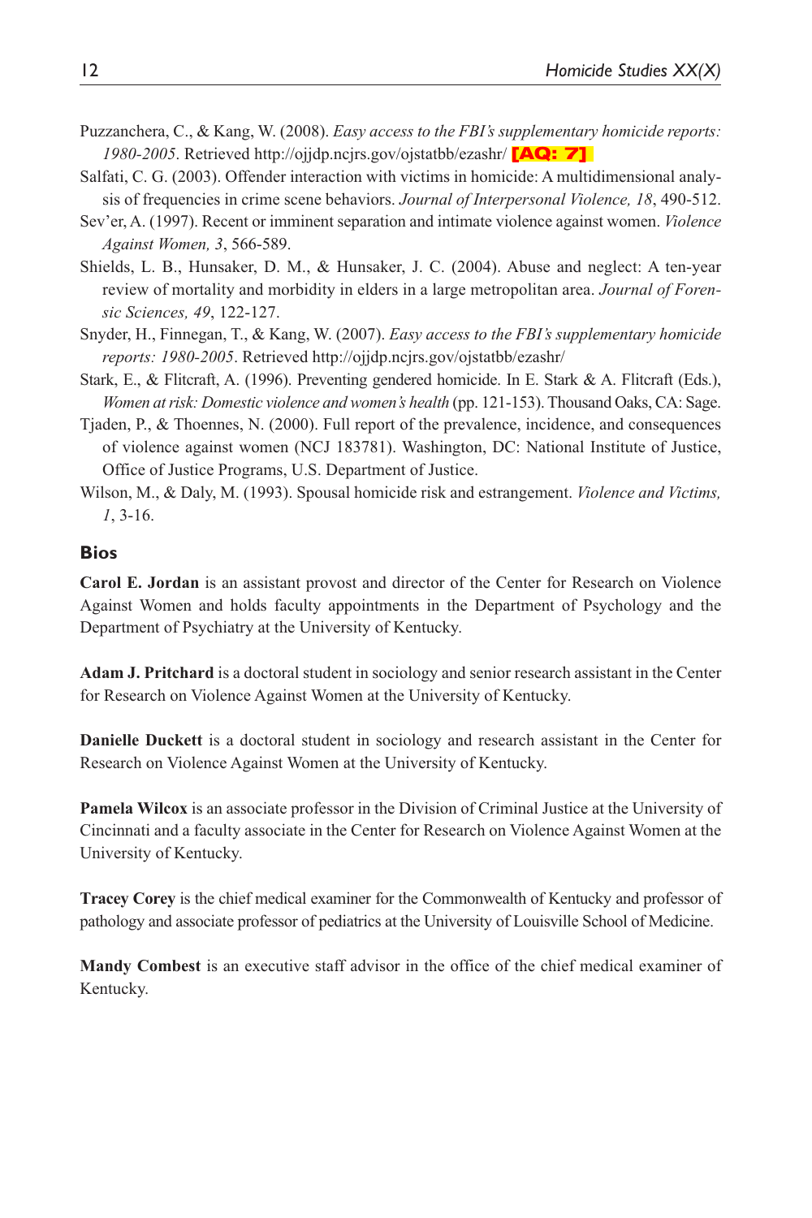Puzzanchera, C., & Kang, W. (2008). *Easy access to the FBI's supplementary homicide reports: 1980-2005*. Retrieved http://ojjdp.ncjrs.gov/ojstatbb/ezashr/ [AQ: 7]

Salfati, C. G. (2003). Offender interaction with victims in homicide: A multidimensional analysis of frequencies in crime scene behaviors. *Journal of Interpersonal Violence, 18*, 490-512.

Sev'er, A. (1997). Recent or imminent separation and intimate violence against women. *Violence Against Women, 3*, 566-589.

Shields, L. B., Hunsaker, D. M., & Hunsaker, J. C. (2004). Abuse and neglect: A ten-year review of mortality and morbidity in elders in a large metropolitan area. *Journal of Forensic Sciences, 49*, 122-127.

Snyder, H., Finnegan, T., & Kang, W. (2007). *Easy access to the FBI's supplementary homicide reports: 1980-2005*. Retrieved http://ojjdp.ncjrs.gov/ojstatbb/ezashr/

Stark, E., & Flitcraft, A. (1996). Preventing gendered homicide. In E. Stark & A. Flitcraft (Eds.), *Women at risk: Domestic violence and women's health* (pp. 121-153). Thousand Oaks, CA: Sage.

Tjaden, P., & Thoennes, N. (2000). Full report of the prevalence, incidence, and consequences of violence against women (NCJ 183781). Washington, DC: National Institute of Justice, Office of Justice Programs, U.S. Department of Justice.

Wilson, M., & Daly, M. (1993). Spousal homicide risk and estrangement. *Violence and Victims, 1*, 3-16.

## Bios

**Carol E. Jordan** is an assistant provost and director of the Center for Research on Violence Against Women and holds faculty appointments in the Department of Psychology and the Department of Psychiatry at the University of Kentucky.

**Adam J. Pritchard** is a doctoral student in sociology and senior research assistant in the Center for Research on Violence Against Women at the University of Kentucky.

**Danielle Duckett** is a doctoral student in sociology and research assistant in the Center for Research on Violence Against Women at the University of Kentucky.

**Pamela Wilcox** is an associate professor in the Division of Criminal Justice at the University of Cincinnati and a faculty associate in the Center for Research on Violence Against Women at the University of Kentucky.

**Tracey Corey** is the chief medical examiner for the Commonwealth of Kentucky and professor of pathology and associate professor of pediatrics at the University of Louisville School of Medicine.

**Mandy Combest** is an executive staff advisor in the office of the chief medical examiner of Kentucky.